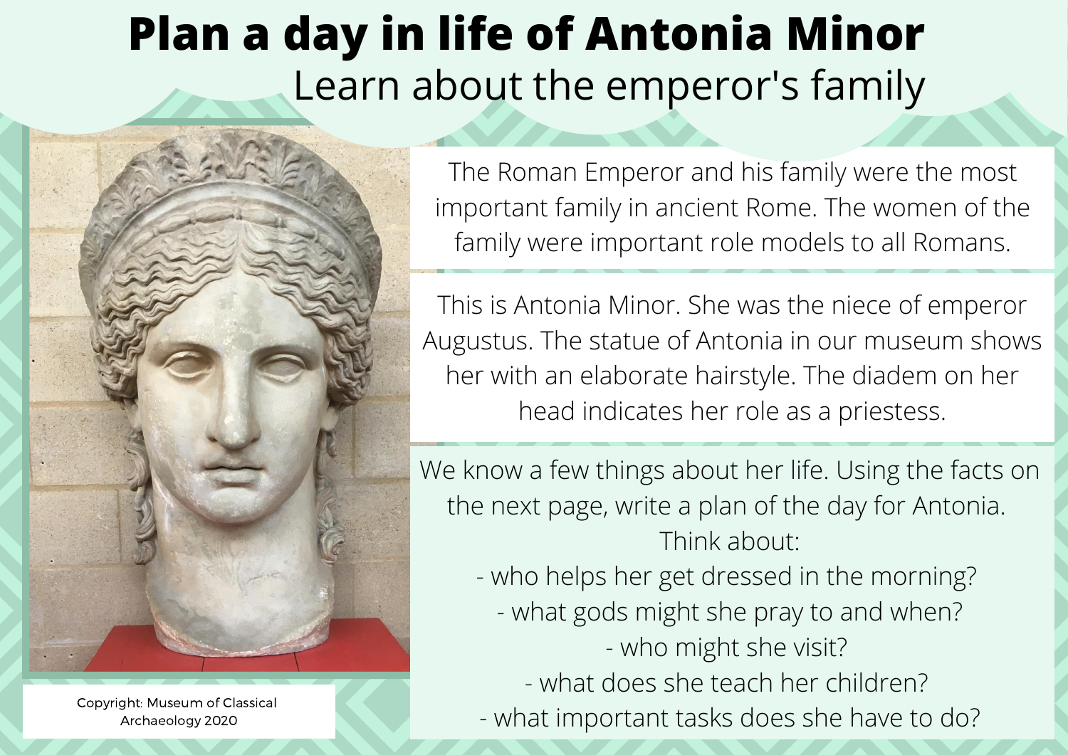# Plan a day in life of Antonia Minor

## Learn about the emperor's family

Copyright: Museum of Classical Archaeology 2020

The Roman Emperor and his family were the most important family in ancient Rome. The women of the family were important role models to all Romans.

This is Antonia Minor. She was the niece of emperor Augustus. The statue of Antonia in our museum shows her with an elaborate hairstyle. The diadem on her head indicates her role as a priestess.

We know a few things about her life. Using the facts on the next page, write a plan of the day for Antonia.

Think about:

- who helps her get dressed in the morning?
- what gods might she pray to and when?
- who might she visit?
- what does she teach her children?
- what important tasks does she have to do?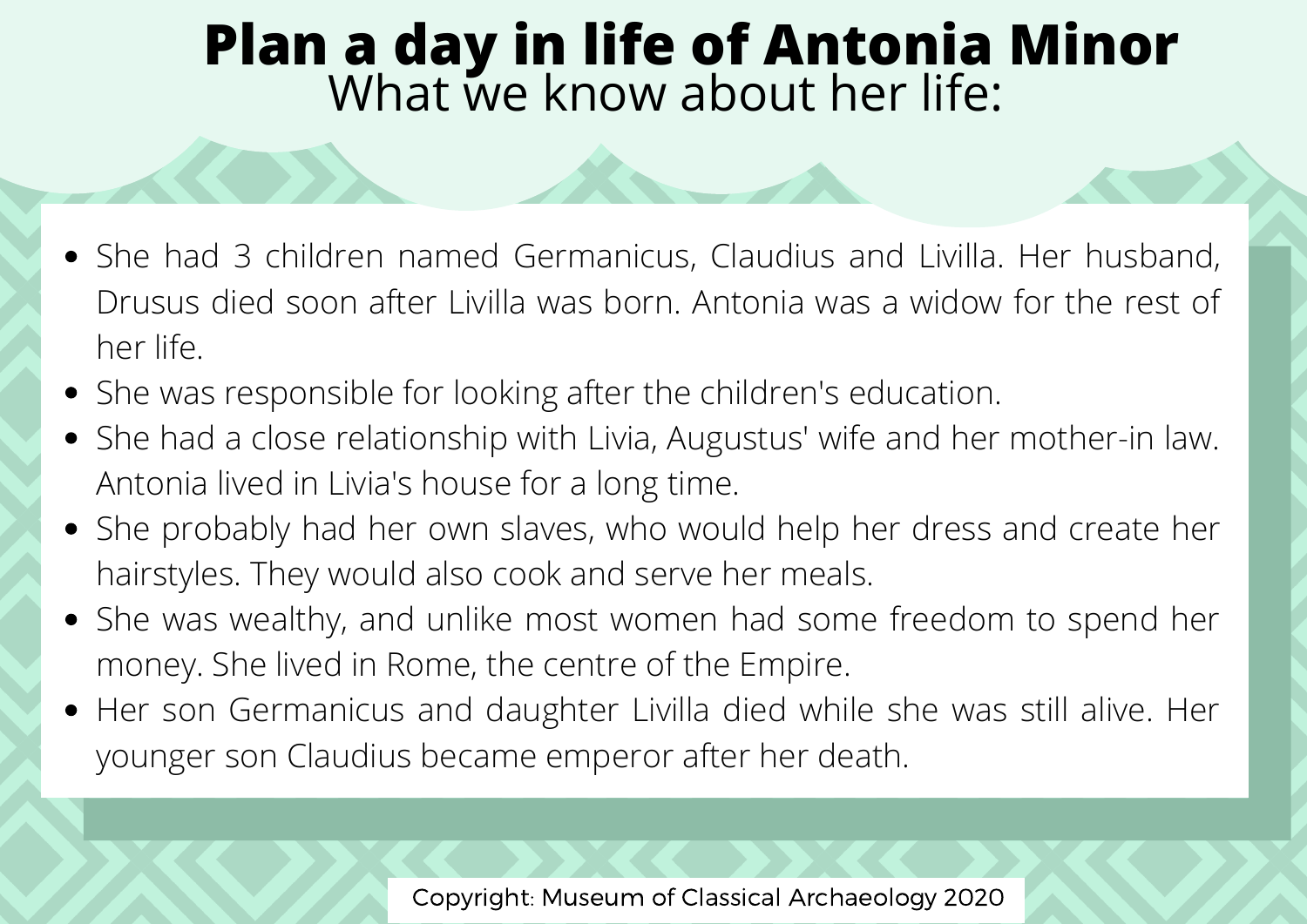# Plan a day in life of Antonia Minor

## What we know about her life:

- She had 3 children named Germanicus, Claudius and Livilla. Her husband, Drusus died soon after Livilla was born. Antonia was a widow for the rest of her life.
- She was responsible for looking after the children's education.
- She had a close relationship with Livia, Augustus' wife and her mother-in law. Antonia lived in Livia's house for a long time.
- She probably had her own slaves, who would help her dress and create her hairstyles. They would also cook and serve her meals.
- She was wealthy, and unlike most women had some freedom to spend her money. She lived in Rome, the centre of the Empire.
- Her son Germanicus and daughter Livilla died while she was still alive. Her younger son Claudius became emperor after her death.

Copyright: Museum of Classical Archaeology 2020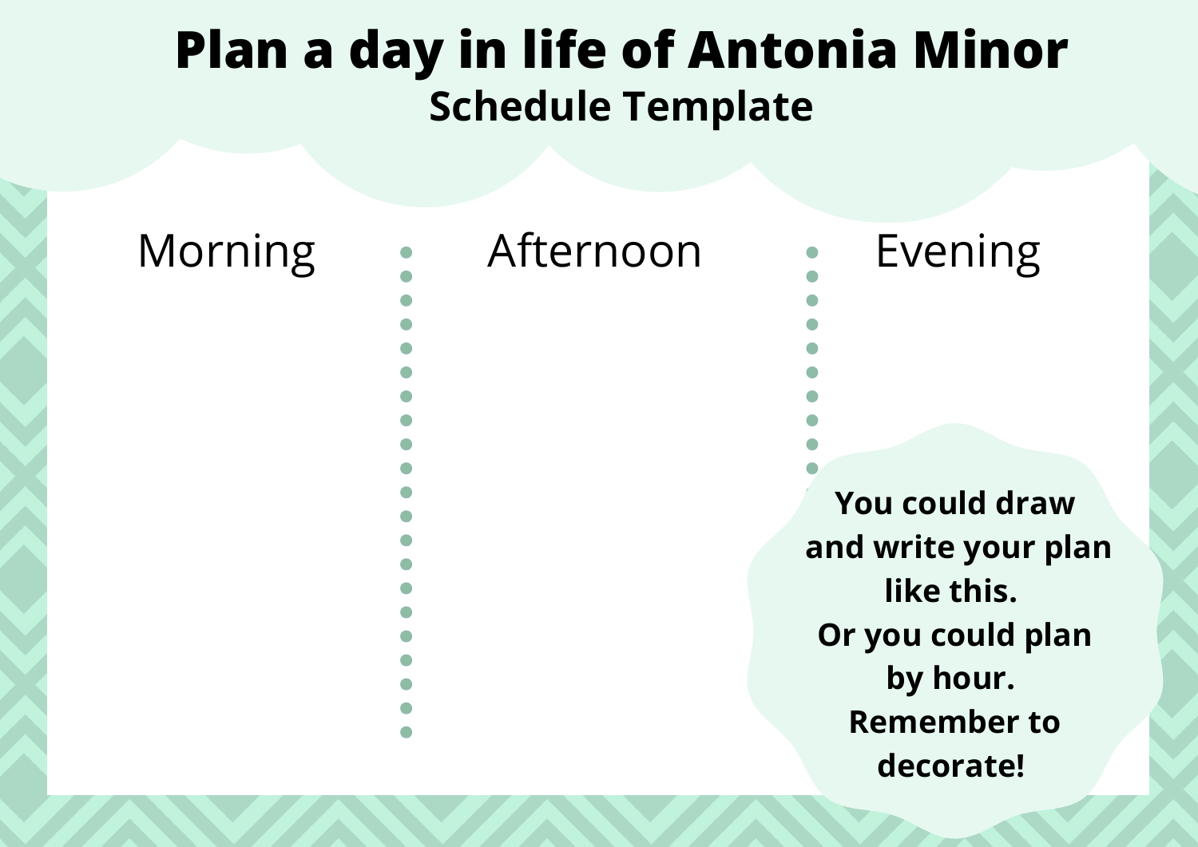# Plan a day in life of Antonia Minor

## Schedule Template

| Morning | Afternoon | Evening |
|---|---|---|
| | | |

**You could draw and write your plan like this. Or you could plan by hour. Remember to decorate!**